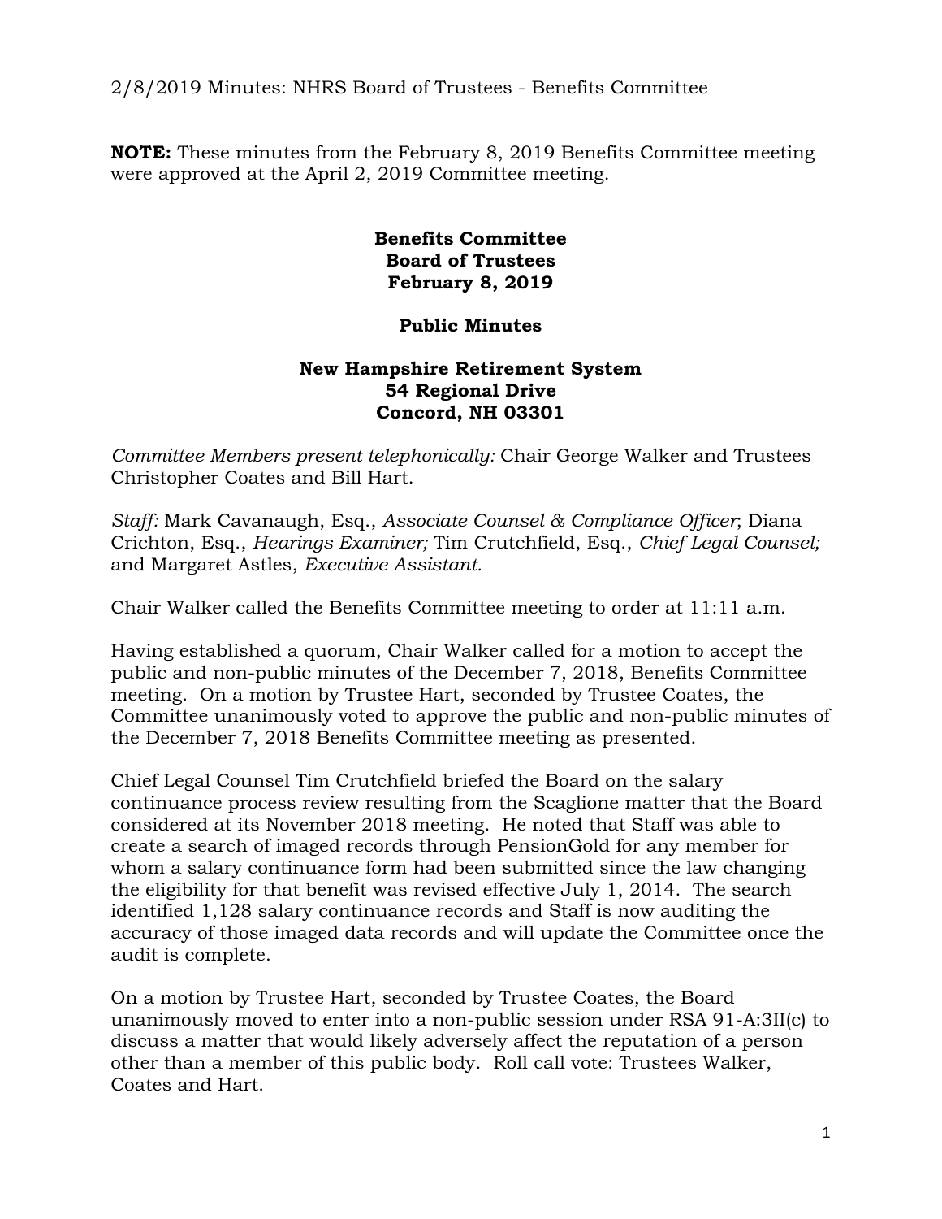2/8/2019 Minutes: NHRS Board of Trustees - Benefits Committee

**NOTE:** These minutes from the February 8, 2019 Benefits Committee meeting were approved at the April 2, 2019 Committee meeting.

# Benefits Committee
# Board of Trustees
# February 8, 2019

## Public Minutes

### New Hampshire Retirement System
### 54 Regional Drive
### Concord, NH 03301

*Committee Members present telephonically:* Chair George Walker and Trustees Christopher Coates and Bill Hart.

*Staff:* Mark Cavanaugh, Esq., *Associate Counsel & Compliance Officer*; Diana Crichton, Esq., *Hearings Examiner;* Tim Crutchfield, Esq., *Chief Legal Counsel;* and Margaret Astles, *Executive Assistant.*

Chair Walker called the Benefits Committee meeting to order at 11:11 a.m.

Having established a quorum, Chair Walker called for a motion to accept the public and non-public minutes of the December 7, 2018, Benefits Committee meeting. On a motion by Trustee Hart, seconded by Trustee Coates, the Committee unanimously voted to approve the public and non-public minutes of the December 7, 2018 Benefits Committee meeting as presented.

Chief Legal Counsel Tim Crutchfield briefed the Board on the salary continuance process review resulting from the Scaglione matter that the Board considered at its November 2018 meeting. He noted that Staff was able to create a search of imaged records through PensionGold for any member for whom a salary continuance form had been submitted since the law changing the eligibility for that benefit was revised effective July 1, 2014. The search identified 1,128 salary continuance records and Staff is now auditing the accuracy of those imaged data records and will update the Committee once the audit is complete.

On a motion by Trustee Hart, seconded by Trustee Coates, the Board unanimously moved to enter into a non-public session under RSA 91-A:3II(c) to discuss a matter that would likely adversely affect the reputation of a person other than a member of this public body. Roll call vote: Trustees Walker, Coates and Hart.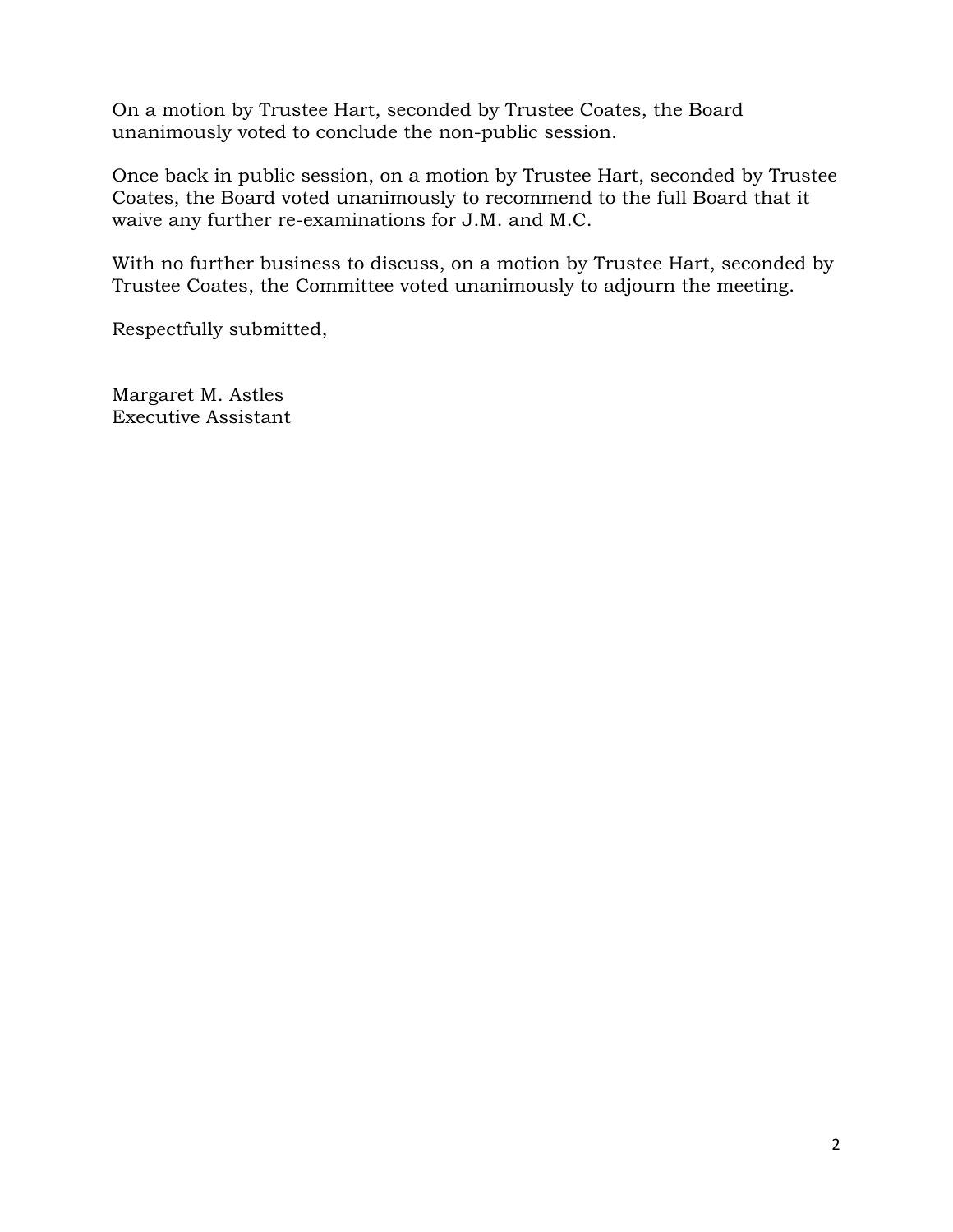On a motion by Trustee Hart, seconded by Trustee Coates, the Board unanimously voted to conclude the non-public session.

Once back in public session, on a motion by Trustee Hart, seconded by Trustee Coates, the Board voted unanimously to recommend to the full Board that it waive any further re-examinations for J.M. and M.C.

With no further business to discuss, on a motion by Trustee Hart, seconded by Trustee Coates, the Committee voted unanimously to adjourn the meeting.

Respectfully submitted,

Margaret M. Astles
Executive Assistant